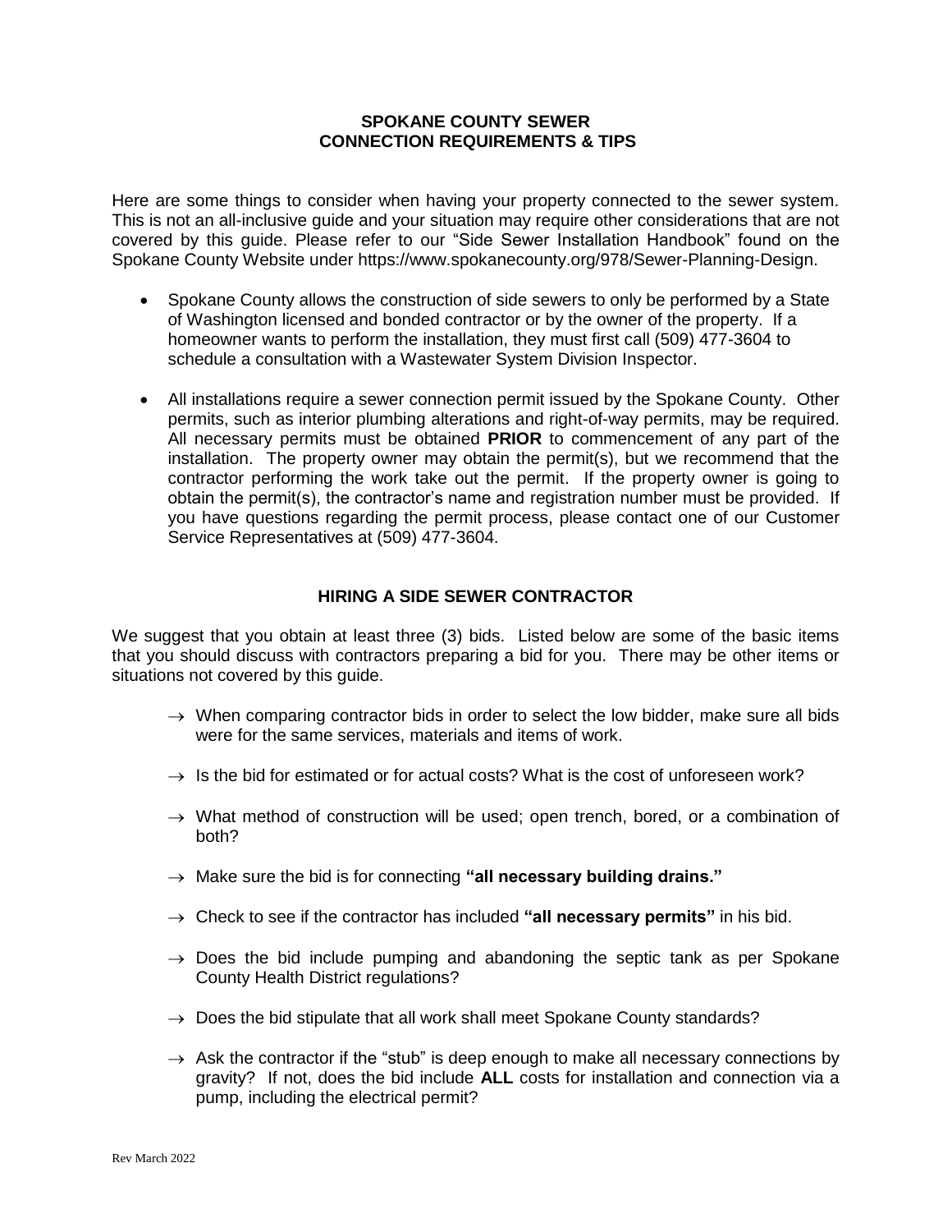# SPOKANE COUNTY SEWER
# CONNECTION REQUIREMENTS & TIPS

Here are some things to consider when having your property connected to the sewer system. This is not an all-inclusive guide and your situation may require other considerations that are not covered by this guide. Please refer to our "Side Sewer Installation Handbook" found on the Spokane County Website under https://www.spokanecounty.org/978/Sewer-Planning-Design.

- Spokane County allows the construction of side sewers to only be performed by a State of Washington licensed and bonded contractor or by the owner of the property. If a homeowner wants to perform the installation, they must first call (509) 477-3604 to schedule a consultation with a Wastewater System Division Inspector.
- All installations require a sewer connection permit issued by the Spokane County. Other permits, such as interior plumbing alterations and right-of-way permits, may be required. All necessary permits must be obtained **PRIOR** to commencement of any part of the installation. The property owner may obtain the permit(s), but we recommend that the contractor performing the work take out the permit. If the property owner is going to obtain the permit(s), the contractor's name and registration number must be provided. If you have questions regarding the permit process, please contact one of our Customer Service Representatives at (509) 477-3604.

## HIRING A SIDE SEWER CONTRACTOR

We suggest that you obtain at least three (3) bids. Listed below are some of the basic items that you should discuss with contractors preparing a bid for you. There may be other items or situations not covered by this guide.

→ When comparing contractor bids in order to select the low bidder, make sure all bids were for the same services, materials and items of work.

→ Is the bid for estimated or for actual costs? What is the cost of unforeseen work?

→ What method of construction will be used; open trench, bored, or a combination of both?

→ Make sure the bid is for connecting **"all necessary building drains."**

→ Check to see if the contractor has included **"all necessary permits"** in his bid.

→ Does the bid include pumping and abandoning the septic tank as per Spokane County Health District regulations?

→ Does the bid stipulate that all work shall meet Spokane County standards?

→ Ask the contractor if the "stub" is deep enough to make all necessary connections by gravity? If not, does the bid include **ALL** costs for installation and connection via a pump, including the electrical permit?

Rev March 2022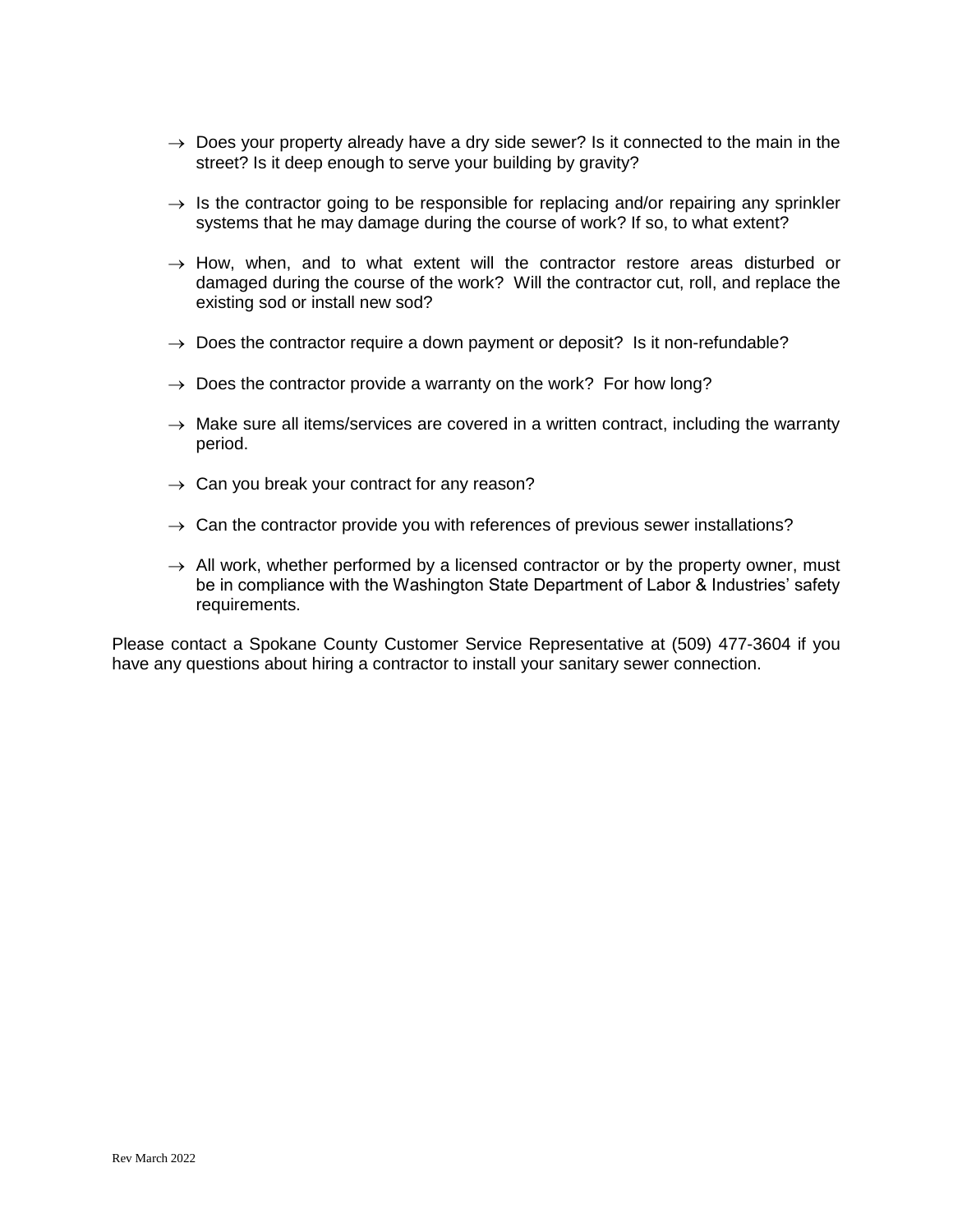- → Does your property already have a dry side sewer? Is it connected to the main in the street? Is it deep enough to serve your building by gravity?

- → Is the contractor going to be responsible for replacing and/or repairing any sprinkler systems that he may damage during the course of work? If so, to what extent?

- → How, when, and to what extent will the contractor restore areas disturbed or damaged during the course of the work? Will the contractor cut, roll, and replace the existing sod or install new sod?

- → Does the contractor require a down payment or deposit? Is it non-refundable?

- → Does the contractor provide a warranty on the work? For how long?

- → Make sure all items/services are covered in a written contract, including the warranty period.

- → Can you break your contract for any reason?

- → Can the contractor provide you with references of previous sewer installations?

- → All work, whether performed by a licensed contractor or by the property owner, must be in compliance with the Washington State Department of Labor & Industries' safety requirements.

Please contact a Spokane County Customer Service Representative at (509) 477-3604 if you have any questions about hiring a contractor to install your sanitary sewer connection.

Rev March 2022